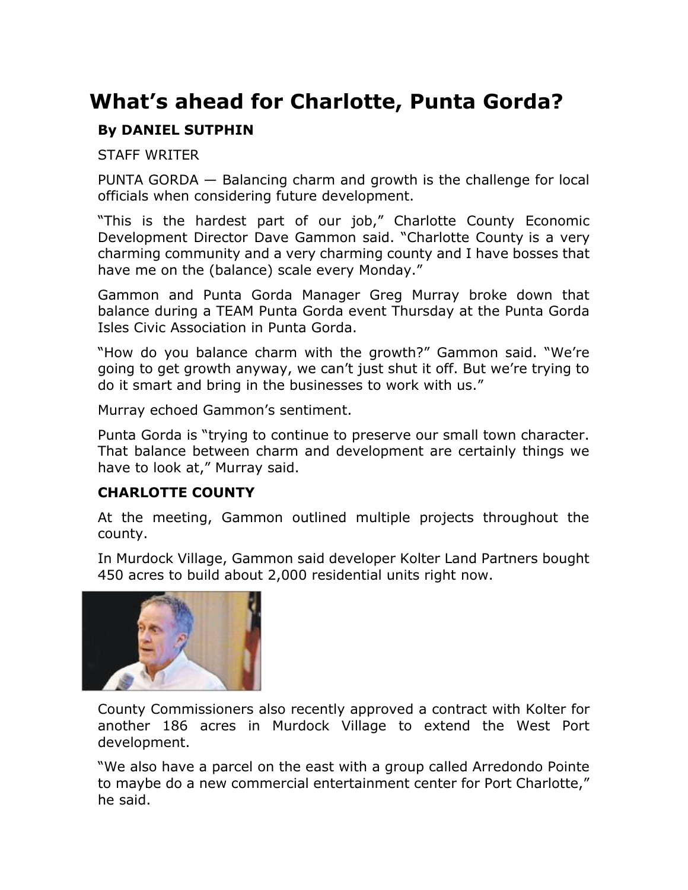# What's ahead for Charlotte, Punta Gorda?

**By DANIEL SUTPHIN**

STAFF WRITER

PUNTA GORDA — Balancing charm and growth is the challenge for local officials when considering future development.

"This is the hardest part of our job," Charlotte County Economic Development Director Dave Gammon said. "Charlotte County is a very charming community and a very charming county and I have bosses that have me on the (balance) scale every Monday."

Gammon and Punta Gorda Manager Greg Murray broke down that balance during a TEAM Punta Gorda event Thursday at the Punta Gorda Isles Civic Association in Punta Gorda.

"How do you balance charm with the growth?" Gammon said. "We're going to get growth anyway, we can't just shut it off. But we're trying to do it smart and bring in the businesses to work with us."

Murray echoed Gammon's sentiment.

Punta Gorda is "trying to continue to preserve our small town character. That balance between charm and development are certainly things we have to look at," Murray said.

**CHARLOTTE COUNTY**

At the meeting, Gammon outlined multiple projects throughout the county.

In Murdock Village, Gammon said developer Kolter Land Partners bought 450 acres to build about 2,000 residential units right now.

County Commissioners also recently approved a contract with Kolter for another 186 acres in Murdock Village to extend the West Port development.

"We also have a parcel on the east with a group called Arredondo Pointe to maybe do a new commercial entertainment center for Port Charlotte," he said.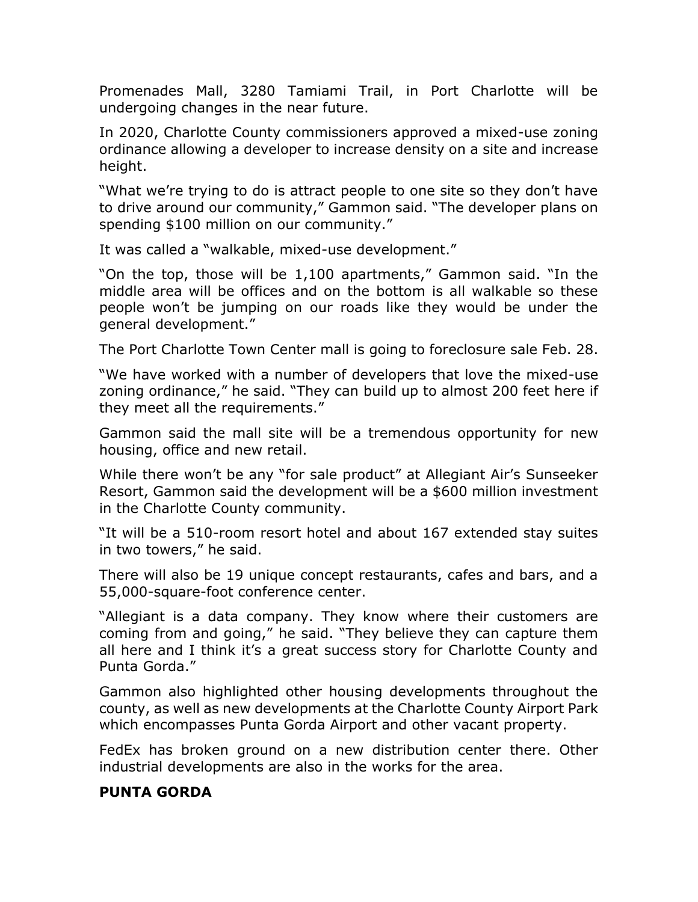Promenades Mall, 3280 Tamiami Trail, in Port Charlotte will be undergoing changes in the near future.

In 2020, Charlotte County commissioners approved a mixed-use zoning ordinance allowing a developer to increase density on a site and increase height.

"What we're trying to do is attract people to one site so they don't have to drive around our community," Gammon said. "The developer plans on spending $100 million on our community."

It was called a "walkable, mixed-use development."

"On the top, those will be 1,100 apartments," Gammon said. "In the middle area will be offices and on the bottom is all walkable so these people won't be jumping on our roads like they would be under the general development."

The Port Charlotte Town Center mall is going to foreclosure sale Feb. 28.

"We have worked with a number of developers that love the mixed-use zoning ordinance," he said. "They can build up to almost 200 feet here if they meet all the requirements."

Gammon said the mall site will be a tremendous opportunity for new housing, office and new retail.

While there won't be any "for sale product" at Allegiant Air's Sunseeker Resort, Gammon said the development will be a $600 million investment in the Charlotte County community.

"It will be a 510-room resort hotel and about 167 extended stay suites in two towers," he said.

There will also be 19 unique concept restaurants, cafes and bars, and a 55,000-square-foot conference center.

"Allegiant is a data company. They know where their customers are coming from and going," he said. "They believe they can capture them all here and I think it's a great success story for Charlotte County and Punta Gorda."

Gammon also highlighted other housing developments throughout the county, as well as new developments at the Charlotte County Airport Park which encompasses Punta Gorda Airport and other vacant property.

FedEx has broken ground on a new distribution center there. Other industrial developments are also in the works for the area.

**PUNTA GORDA**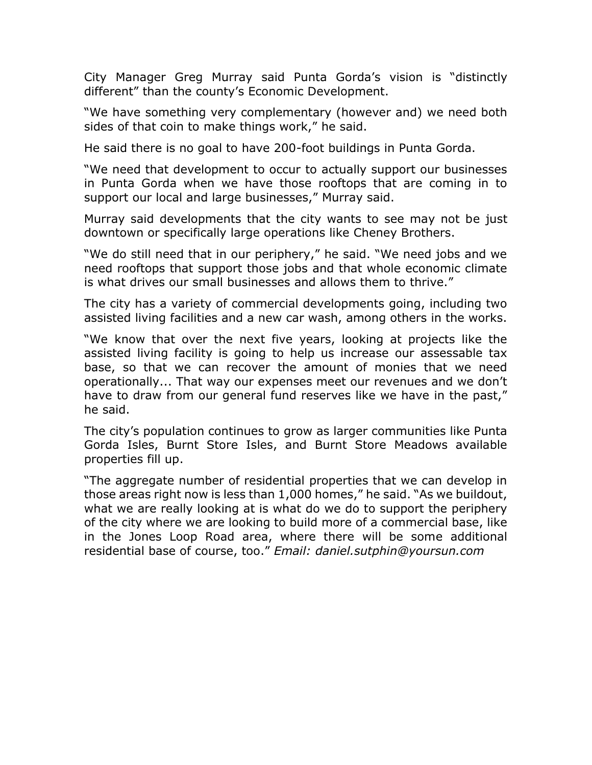City Manager Greg Murray said Punta Gorda's vision is "distinctly different" than the county's Economic Development.

"We have something very complementary (however and) we need both sides of that coin to make things work," he said.

He said there is no goal to have 200-foot buildings in Punta Gorda.

"We need that development to occur to actually support our businesses in Punta Gorda when we have those rooftops that are coming in to support our local and large businesses," Murray said.

Murray said developments that the city wants to see may not be just downtown or specifically large operations like Cheney Brothers.

"We do still need that in our periphery," he said. "We need jobs and we need rooftops that support those jobs and that whole economic climate is what drives our small businesses and allows them to thrive."

The city has a variety of commercial developments going, including two assisted living facilities and a new car wash, among others in the works.

"We know that over the next five years, looking at projects like the assisted living facility is going to help us increase our assessable tax base, so that we can recover the amount of monies that we need operationally... That way our expenses meet our revenues and we don't have to draw from our general fund reserves like we have in the past," he said.

The city's population continues to grow as larger communities like Punta Gorda Isles, Burnt Store Isles, and Burnt Store Meadows available properties fill up.

"The aggregate number of residential properties that we can develop in those areas right now is less than 1,000 homes," he said. "As we buildout, what we are really looking at is what do we do to support the periphery of the city where we are looking to build more of a commercial base, like in the Jones Loop Road area, where there will be some additional residential base of course, too." *Email: daniel.sutphin@yoursun.com*